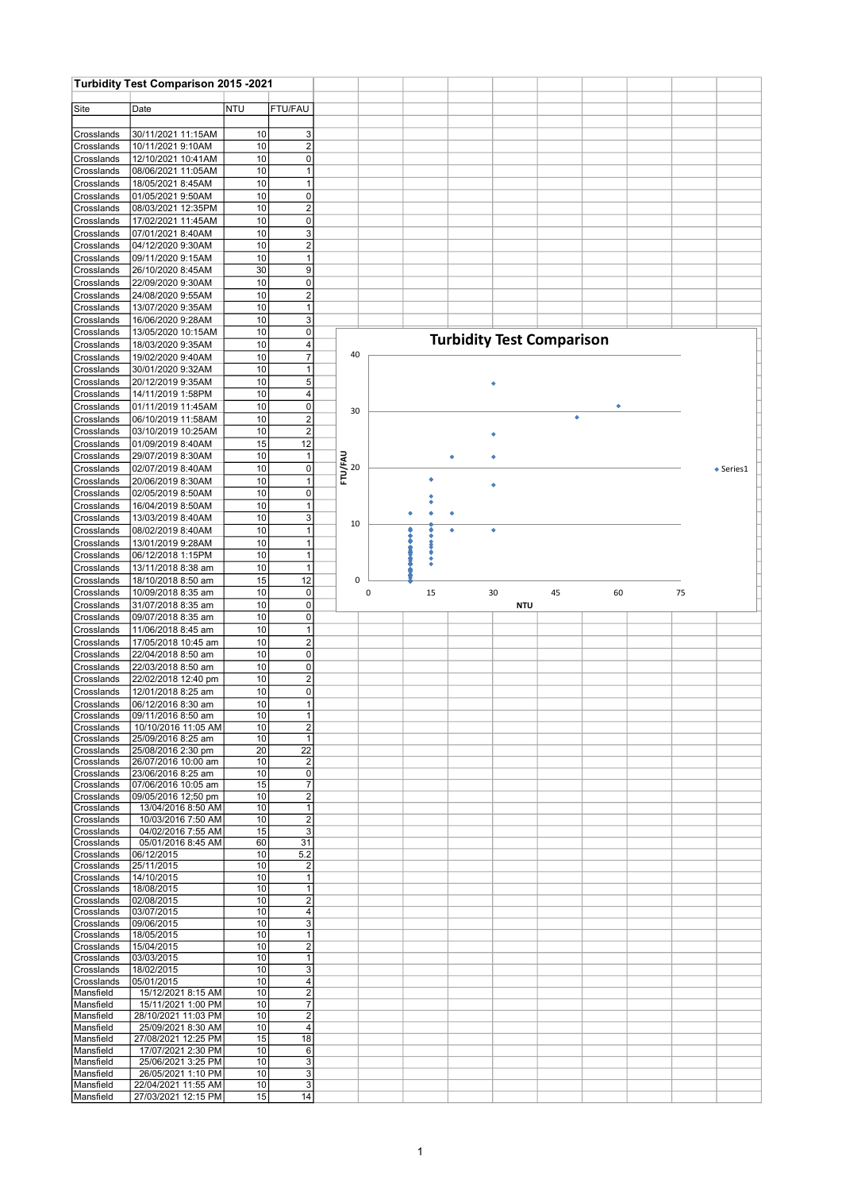## Turbidity Test Comparison 2015 -2021

| Site | Date | NTU | FTU/FAU |
|---|---|---|---|
| Crosslands | 30/11/2021 11:15AM | 10 | 3 |
| Crosslands | 10/11/2021 9:10AM | 10 | 2 |
| Crosslands | 12/10/2021 10:41AM | 10 | 0 |
| Crosslands | 08/06/2021 11:05AM | 10 | 1 |
| Crosslands | 18/05/2021 8:45AM | 10 | 1 |
| Crosslands | 01/05/2021 9:50AM | 10 | 0 |
| Crosslands | 08/03/2021 12:35PM | 10 | 2 |
| Crosslands | 17/02/2021 11:45AM | 10 | 0 |
| Crosslands | 07/01/2021 8:40AM | 10 | 3 |
| Crosslands | 04/12/2020 9:30AM | 10 | 2 |
| Crosslands | 09/11/2020 9:15AM | 10 | 1 |
| Crosslands | 26/10/2020 8:45AM | 30 | 9 |
| Crosslands | 22/09/2020 9:30AM | 10 | 0 |
| Crosslands | 24/08/2020 9:55AM | 10 | 2 |
| Crosslands | 13/07/2020 9:35AM | 10 | 1 |
| Crosslands | 16/06/2020 9:28AM | 10 | 3 |
| Crosslands | 13/05/2020 10:15AM | 10 | 0 |
| Crosslands | 18/03/2020 9:35AM | 10 | 4 |
| Crosslands | 19/02/2020 9:40AM | 10 | 7 |
| Crosslands | 30/01/2020 9:32AM | 10 | 1 |
| Crosslands | 20/12/2019 9:35AM | 10 | 5 |
| Crosslands | 14/11/2019 1:58PM | 10 | 4 |
| Crosslands | 01/11/2019 11:45AM | 10 | 0 |
| Crosslands | 06/10/2019 11:58AM | 10 | 2 |
| Crosslands | 03/10/2019 10:25AM | 10 | 2 |
| Crosslands | 01/09/2019 8:40AM | 15 | 12 |
| Crosslands | 29/07/2019 8:30AM | 10 | 1 |
| Crosslands | 02/07/2019 8:40AM | 10 | 0 |
| Crosslands | 20/06/2019 8:30AM | 10 | 1 |
| Crosslands | 02/05/2019 8:50AM | 10 | 0 |
| Crosslands | 16/04/2019 8:50AM | 10 | 1 |
| Crosslands | 13/03/2019 8:40AM | 10 | 3 |
| Crosslands | 08/02/2019 8:40AM | 10 | 1 |
| Crosslands | 13/01/2019 9:28AM | 10 | 1 |
| Crosslands | 06/12/2018 1:15PM | 10 | 1 |
| Crosslands | 13/11/2018 8:38 am | 10 | 1 |
| Crosslands | 18/10/2018 8:50 am | 15 | 12 |
| Crosslands | 10/09/2018 8:35 am | 10 | 0 |
| Crosslands | 31/07/2018 8:35 am | 10 | 0 |
| Crosslands | 09/07/2018 8:35 am | 10 | 0 |
| Crosslands | 11/06/2018 8:45 am | 10 | 1 |
| Crosslands | 17/05/2018 10:45 am | 10 | 2 |
| Crosslands | 22/04/2018 8:50 am | 10 | 0 |
| Crosslands | 22/03/2018 8:50 am | 10 | 0 |
| Crosslands | 22/02/2018 12:40 pm | 10 | 2 |
| Crosslands | 12/01/2018 8:25 am | 10 | 0 |
| Crosslands | 06/12/2016 8:30 am | 10 | 1 |
| Crosslands | 09/11/2016 8:50 am | 10 | 1 |
| Crosslands | 10/10/2016 11:05 AM | 10 | 2 |
| Crosslands | 25/09/2016 8:25 am | 10 | 1 |
| Crosslands | 25/08/2016 2:30 pm | 20 | 22 |
| Crosslands | 26/07/2016 10:00 am | 10 | 2 |
| Crosslands | 23/06/2016 8:25 am | 10 | 0 |
| Crosslands | 07/06/2016 10:05 am | 15 | 7 |
| Crosslands | 09/05/2016 12:50 pm | 10 | 2 |
| Crosslands | 13/04/2016 8:50 AM | 10 | 1 |
| Crosslands | 10/03/2016 7:50 AM | 10 | 2 |
| Crosslands | 04/02/2016 7:55 AM | 15 | 3 |
| Crosslands | 05/01/2016 8:45 AM | 60 | 31 |
| Crosslands | 06/12/2015 | 10 | 5.2 |
| Crosslands | 25/11/2015 | 10 | 2 |
| Crosslands | 14/10/2015 | 10 | 1 |
| Crosslands | 18/08/2015 | 10 | 1 |
| Crosslands | 02/08/2015 | 10 | 2 |
| Crosslands | 03/07/2015 | 10 | 4 |
| Crosslands | 09/06/2015 | 10 | 3 |
| Crosslands | 18/05/2015 | 10 | 1 |
| Crosslands | 15/04/2015 | 10 | 2 |
| Crosslands | 03/03/2015 | 10 | 1 |
| Crosslands | 18/02/2015 | 10 | 3 |
| Crosslands | 05/01/2015 | 10 | 4 |
| Mansfield | 15/12/2021 8:15 AM | 10 | 2 |
| Mansfield | 15/11/2021 1:00 PM | 10 | 7 |
| Mansfield | 28/10/2021 11:03 PM | 10 | 2 |
| Mansfield | 25/09/2021 8:30 AM | 10 | 4 |
| Mansfield | 27/08/2021 12:25 PM | 15 | 18 |
| Mansfield | 17/07/2021 2:30 PM | 10 | 6 |
| Mansfield | 25/06/2021 3:25 PM | 10 | 3 |
| Mansfield | 26/05/2021 1:10 PM | 10 | 3 |
| Mansfield | 22/04/2021 11:55 AM | 10 | 3 |
| Mansfield | 27/03/2021 12:15 PM | 15 | 14 |

**Turbidity Test Comparison**

(Chart: FTU/FAU vs NTU; Series1)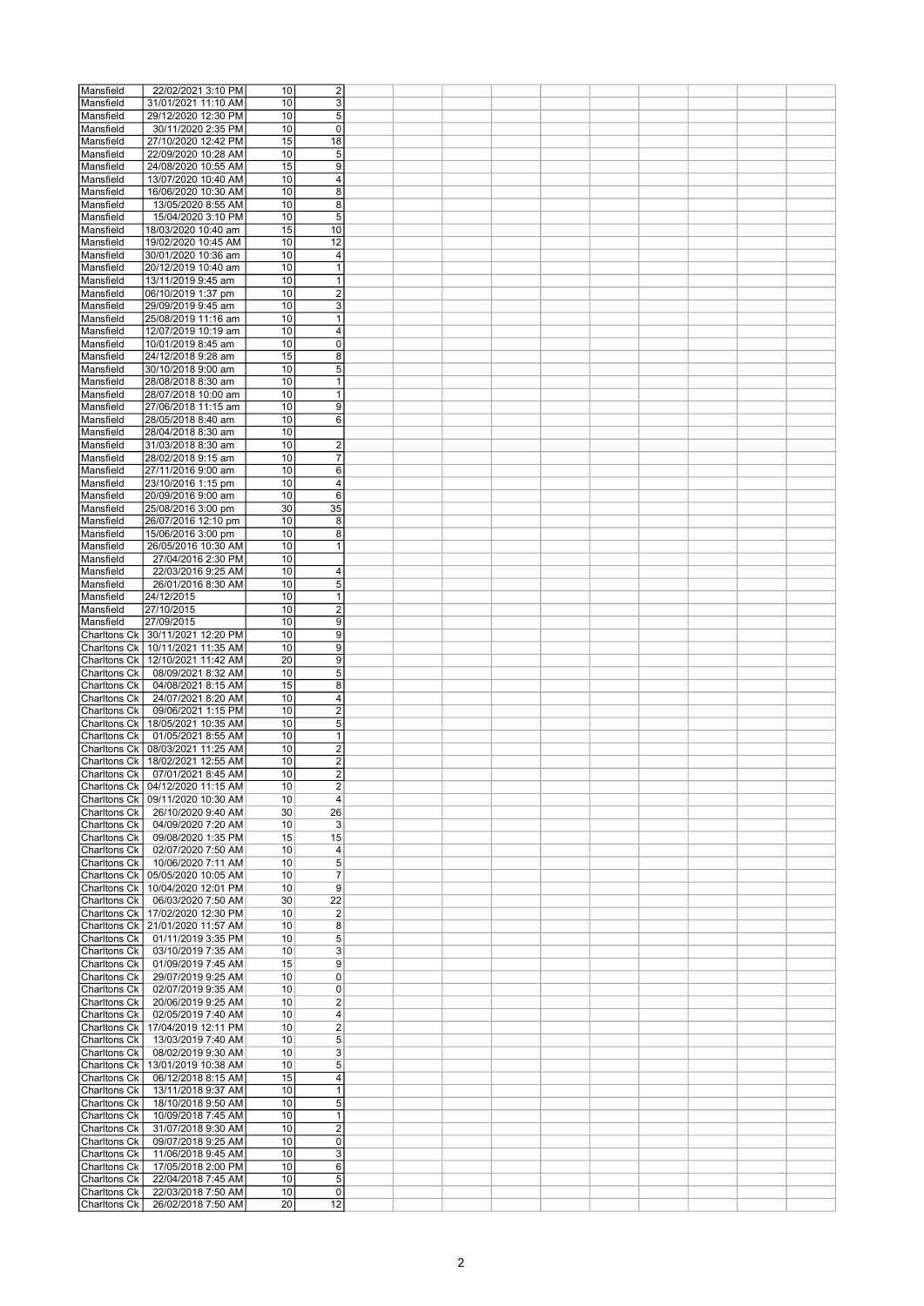| | | | | | | | | | | | | |
|---|---|---|---|---|---|---|---|---|---|---|---|---|
| Mansfield | 22/02/2021 3:10 PM | 10 | 2 | | | | | | | | | |
| Mansfield | 31/01/2021 11:10 AM | 10 | 3 | | | | | | | | | |
| Mansfield | 29/12/2020 12:30 PM | 10 | 5 | | | | | | | | | |
| Mansfield | 30/11/2020 2:35 PM | 10 | 0 | | | | | | | | | |
| Mansfield | 27/10/2020 12:42 PM | 15 | 18 | | | | | | | | | |
| Mansfield | 22/09/2020 10:28 AM | 10 | 5 | | | | | | | | | |
| Mansfield | 24/08/2020 10:55 AM | 15 | 9 | | | | | | | | | |
| Mansfield | 13/07/2020 10:40 AM | 10 | 4 | | | | | | | | | |
| Mansfield | 16/06/2020 10:30 AM | 10 | 8 | | | | | | | | | |
| Mansfield | 13/05/2020 8:55 AM | 10 | 8 | | | | | | | | | |
| Mansfield | 15/04/2020 3:10 PM | 10 | 5 | | | | | | | | | |
| Mansfield | 18/03/2020 10:40 am | 15 | 10 | | | | | | | | | |
| Mansfield | 19/02/2020 10:45 AM | 10 | 12 | | | | | | | | | |
| Mansfield | 30/01/2020 10:36 am | 10 | 4 | | | | | | | | | |
| Mansfield | 20/12/2019 10:40 am | 10 | 1 | | | | | | | | | |
| Mansfield | 13/11/2019 9:45 am | 10 | 1 | | | | | | | | | |
| Mansfield | 06/10/2019 1:37 pm | 10 | 2 | | | | | | | | | |
| Mansfield | 29/09/2019 9:45 am | 10 | 3 | | | | | | | | | |
| Mansfield | 25/08/2019 11:16 am | 10 | 1 | | | | | | | | | |
| Mansfield | 12/07/2019 10:19 am | 10 | 4 | | | | | | | | | |
| Mansfield | 10/01/2019 8:45 am | 10 | 0 | | | | | | | | | |
| Mansfield | 24/12/2018 9:28 am | 15 | 8 | | | | | | | | | |
| Mansfield | 30/10/2018 9:00 am | 10 | 5 | | | | | | | | | |
| Mansfield | 28/08/2018 8:30 am | 10 | 1 | | | | | | | | | |
| Mansfield | 28/07/2018 10:00 am | 10 | 1 | | | | | | | | | |
| Mansfield | 27/06/2018 11:15 am | 10 | 9 | | | | | | | | | |
| Mansfield | 28/05/2018 8:40 am | 10 | 6 | | | | | | | | | |
| Mansfield | 28/04/2018 8:30 am | 10 | | | | | | | | | | |
| Mansfield | 31/03/2018 8:30 am | 10 | 2 | | | | | | | | | |
| Mansfield | 28/02/2018 9:15 am | 10 | 7 | | | | | | | | | |
| Mansfield | 27/11/2016 9:00 am | 10 | 6 | | | | | | | | | |
| Mansfield | 23/10/2016 1:15 pm | 10 | 4 | | | | | | | | | |
| Mansfield | 20/09/2016 9:00 am | 10 | 6 | | | | | | | | | |
| Mansfield | 25/08/2016 3:00 pm | 30 | 35 | | | | | | | | | |
| Mansfield | 26/07/2016 12:10 pm | 10 | 8 | | | | | | | | | |
| Mansfield | 15/06/2016 3:00 pm | 10 | 8 | | | | | | | | | |
| Mansfield | 26/05/2016 10:30 AM | 10 | 1 | | | | | | | | | |
| Mansfield | 27/04/2016 2:30 PM | 10 | | | | | | | | | | |
| Mansfield | 22/03/2016 9:25 AM | 10 | 4 | | | | | | | | | |
| Mansfield | 26/01/2016 8:30 AM | 10 | 5 | | | | | | | | | |
| Mansfield | 24/12/2015 | 10 | 1 | | | | | | | | | |
| Mansfield | 27/10/2015 | 10 | 2 | | | | | | | | | |
| Mansfield | 27/09/2015 | 10 | 9 | | | | | | | | | |
| Charltons Ck | 30/11/2021 12:20 PM | 10 | 9 | | | | | | | | | |
| Charltons Ck | 10/11/2021 11:35 AM | 10 | 9 | | | | | | | | | |
| Charltons Ck | 12/10/2021 11:42 AM | 20 | 9 | | | | | | | | | |
| Charltons Ck | 08/09/2021 8:32 AM | 10 | 5 | | | | | | | | | |
| Charltons Ck | 04/08/2021 8:15 AM | 15 | 8 | | | | | | | | | |
| Charltons Ck | 24/07/2021 8:20 AM | 10 | 4 | | | | | | | | | |
| Charltons Ck | 09/06/2021 1:15 PM | 10 | 2 | | | | | | | | | |
| Charltons Ck | 18/05/2021 10:35 AM | 10 | 5 | | | | | | | | | |
| Charltons Ck | 01/05/2021 8:55 AM | 10 | 1 | | | | | | | | | |
| Charltons Ck | 08/03/2021 11:25 AM | 10 | 2 | | | | | | | | | |
| Charltons Ck | 18/02/2021 12:55 AM | 10 | 2 | | | | | | | | | |
| Charltons Ck | 07/01/2021 8:45 AM | 10 | 2 | | | | | | | | | |
| Charltons Ck | 04/12/2020 11:15 AM | 10 | 2 | | | | | | | | | |
| Charltons Ck | 09/11/2020 10:30 AM | 10 | 4 | | | | | | | | | |
| Charltons Ck | 26/10/2020 9:40 AM | 30 | 26 | | | | | | | | | |
| Charltons Ck | 04/09/2020 7:20 AM | 10 | 3 | | | | | | | | | |
| Charltons Ck | 09/08/2020 1:35 PM | 15 | 15 | | | | | | | | | |
| Charltons Ck | 02/07/2020 7:50 AM | 10 | 4 | | | | | | | | | |
| Charltons Ck | 10/06/2020 7:11 AM | 10 | 5 | | | | | | | | | |
| Charltons Ck | 05/05/2020 10:05 AM | 10 | 7 | | | | | | | | | |
| Charltons Ck | 10/04/2020 12:01 PM | 10 | 9 | | | | | | | | | |
| Charltons Ck | 06/03/2020 7:50 AM | 30 | 22 | | | | | | | | | |
| Charltons Ck | 17/02/2020 12:30 PM | 10 | 2 | | | | | | | | | |
| Charltons Ck | 21/01/2020 11:57 AM | 10 | 8 | | | | | | | | | |
| Charltons Ck | 01/11/2019 3:35 PM | 10 | 5 | | | | | | | | | |
| Charltons Ck | 03/10/2019 7:35 AM | 10 | 3 | | | | | | | | | |
| Charltons Ck | 01/09/2019 7:45 AM | 15 | 9 | | | | | | | | | |
| Charltons Ck | 29/07/2019 9:25 AM | 10 | 0 | | | | | | | | | |
| Charltons Ck | 02/07/2019 9:35 AM | 10 | 0 | | | | | | | | | |
| Charltons Ck | 20/06/2019 9:25 AM | 10 | 2 | | | | | | | | | |
| Charltons Ck | 02/05/2019 7:40 AM | 10 | 4 | | | | | | | | | |
| Charltons Ck | 17/04/2019 12:11 PM | 10 | 2 | | | | | | | | | |
| Charltons Ck | 13/03/2019 7:40 AM | 10 | 5 | | | | | | | | | |
| Charltons Ck | 08/02/2019 9:30 AM | 10 | 3 | | | | | | | | | |
| Charltons Ck | 13/01/2019 10:38 AM | 10 | 5 | | | | | | | | | |
| Charltons Ck | 06/12/2018 8:15 AM | 15 | 4 | | | | | | | | | |
| Charltons Ck | 13/11/2018 9:37 AM | 10 | 1 | | | | | | | | | |
| Charltons Ck | 18/10/2018 9:50 AM | 10 | 5 | | | | | | | | | |
| Charltons Ck | 10/09/2018 7:45 AM | 10 | 1 | | | | | | | | | |
| Charltons Ck | 31/07/2018 9:30 AM | 10 | 2 | | | | | | | | | |
| Charltons Ck | 09/07/2018 9:25 AM | 10 | 0 | | | | | | | | | |
| Charltons Ck | 11/06/2018 9:45 AM | 10 | 3 | | | | | | | | | |
| Charltons Ck | 17/05/2018 2:00 PM | 10 | 6 | | | | | | | | | |
| Charltons Ck | 22/04/2018 7:45 AM | 10 | 5 | | | | | | | | | |
| Charltons Ck | 22/03/2018 7:50 AM | 10 | 0 | | | | | | | | | |
| Charltons Ck | 26/02/2018 7:50 AM | 20 | 12 | | | | | | | | | |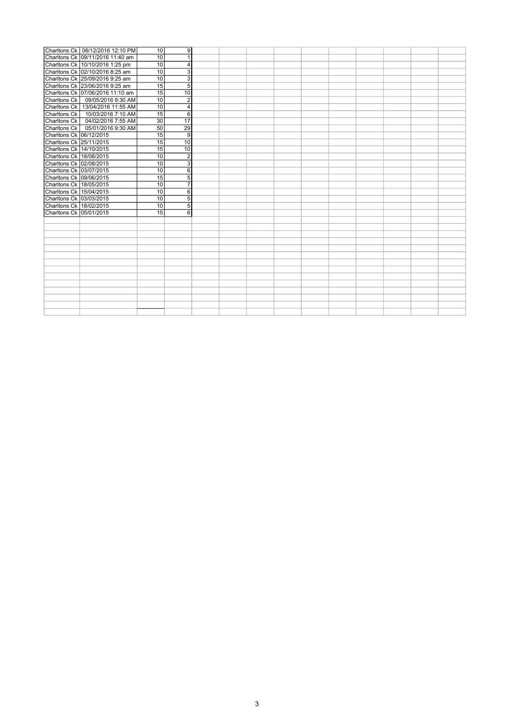| | | | |
|---|---|---|---|
| Charltons Ck | 06/12/2016 12:10 PM | 10 | 9 |
| Charltons Ck | 09/11/2016 11:40 am | 10 | 1 |
| Charltons Ck | 10/10/2016 1:25 pm | 10 | 4 |
| Charltons Ck | 02/10/2016 8:25 am | 10 | 3 |
| Charltons Ck | 25/09/2016 9:25 am | 10 | 3 |
| Charltons Ck | 23/06/2016 9:25 am | 15 | 5 |
| Charltons Ck | 07/06/2016 11:10 am | 15 | 10 |
| Charltons Ck | 09/05/2016 9:30 AM | 10 | 2 |
| Charltons Ck | 13/04/2016 11:55 AM | 10 | 4 |
| Charltons Ck | 10/03/2016 7:10 AM | 15 | 6 |
| Charltons Ck | 04/02/2016 7:55 AM | 30 | 17 |
| Charltons Ck | 05/01/2016 9:30 AM | 50 | 29 |
| Charltons Ck | 06/12/2015 | 15 | 9 |
| Charltons Ck | 25/11/2015 | 15 | 10 |
| Charltons Ck | 14/10/2015 | 15 | 10 |
| Charltons Ck | 18/08/2015 | 10 | 2 |
| Charltons Ck | 02/08/2015 | 10 | 3 |
| Charltons Ck | 03/07/2015 | 10 | 6 |
| Charltons Ck | 09/06/2015 | 15 | 5 |
| Charltons Ck | 18/05/2015 | 10 | 7 |
| Charltons Ck | 15/04/2015 | 10 | 6 |
| Charltons Ck | 03/03/2015 | 10 | 5 |
| Charltons Ck | 18/02/2015 | 10 | 5 |
| Charltons Ck | 05/01/2015 | 15 | 6 |